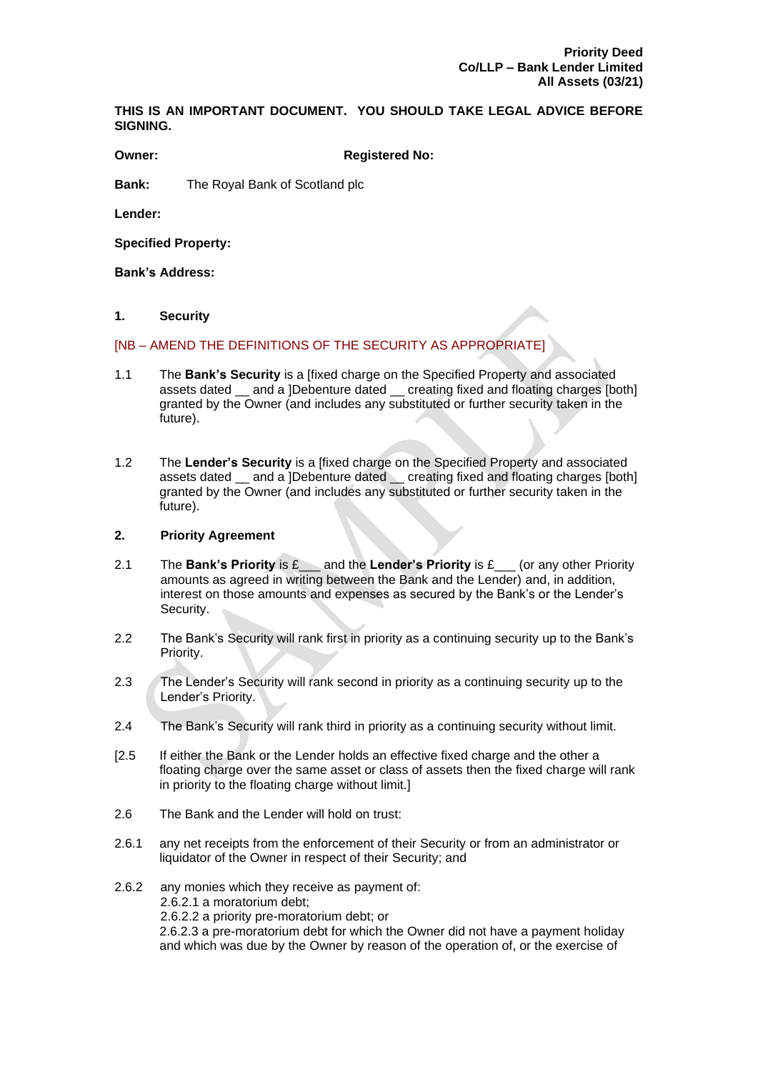**Priority Deed**
**Co/LLP – Bank Lender Limited**
**All Assets (03/21)**

**THIS IS AN IMPORTANT DOCUMENT. YOU SHOULD TAKE LEGAL ADVICE BEFORE SIGNING.**

**Owner:** **Registered No:**

**Bank:** The Royal Bank of Scotland plc

**Lender:**

**Specified Property:**

**Bank's Address:**

## 1. Security

[NB – AMEND THE DEFINITIONS OF THE SECURITY AS APPROPRIATE]

1.1 The **Bank's Security** is a [fixed charge on the Specified Property and associated assets dated __ and a ]Debenture dated __ creating fixed and floating charges [both] granted by the Owner (and includes any substituted or further security taken in the future).

1.2 The **Lender's Security** is a [fixed charge on the Specified Property and associated assets dated __ and a ]Debenture dated __ creating fixed and floating charges [both] granted by the Owner (and includes any substituted or further security taken in the future).

## 2. Priority Agreement

2.1 The **Bank's Priority** is £___ and the **Lender's Priority** is £___ (or any other Priority amounts as agreed in writing between the Bank and the Lender) and, in addition, interest on those amounts and expenses as secured by the Bank's or the Lender's Security.

2.2 The Bank's Security will rank first in priority as a continuing security up to the Bank's Priority.

2.3 The Lender's Security will rank second in priority as a continuing security up to the Lender's Priority.

2.4 The Bank's Security will rank third in priority as a continuing security without limit.

[2.5 If either the Bank or the Lender holds an effective fixed charge and the other a floating charge over the same asset or class of assets then the fixed charge will rank in priority to the floating charge without limit.]

2.6 The Bank and the Lender will hold on trust:

2.6.1 any net receipts from the enforcement of their Security or from an administrator or liquidator of the Owner in respect of their Security; and

2.6.2 any monies which they receive as payment of:
2.6.2.1 a moratorium debt;
2.6.2.2 a priority pre-moratorium debt; or
2.6.2.3 a pre-moratorium debt for which the Owner did not have a payment holiday and which was due by the Owner by reason of the operation of, or the exercise of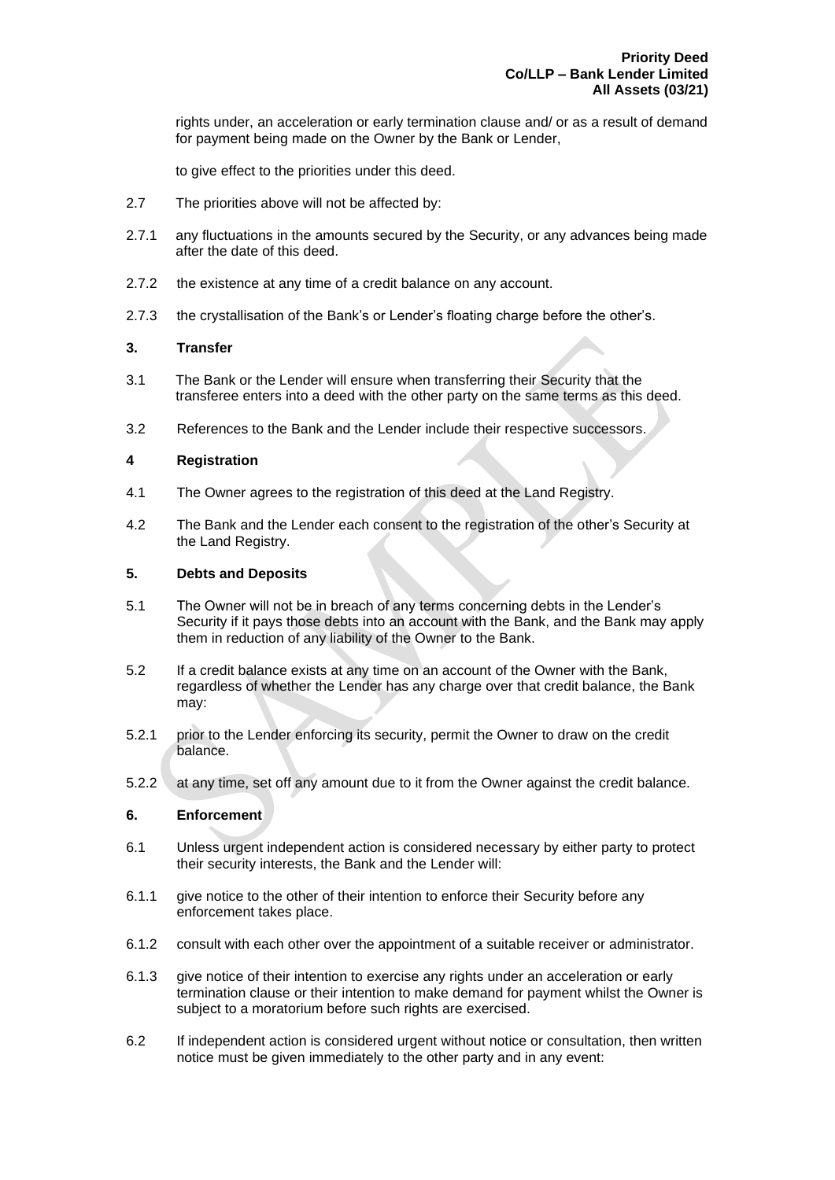rights under, an acceleration or early termination clause and/ or as a result of demand for payment being made on the Owner by the Bank or Lender,

to give effect to the priorities under this deed.

2.7 The priorities above will not be affected by:

2.7.1 any fluctuations in the amounts secured by the Security, or any advances being made after the date of this deed.

2.7.2 the existence at any time of a credit balance on any account.

2.7.3 the crystallisation of the Bank's or Lender's floating charge before the other's.

### 3. Transfer

3.1 The Bank or the Lender will ensure when transferring their Security that the transferee enters into a deed with the other party on the same terms as this deed.

3.2 References to the Bank and the Lender include their respective successors.

### 4 Registration

4.1 The Owner agrees to the registration of this deed at the Land Registry.

4.2 The Bank and the Lender each consent to the registration of the other's Security at the Land Registry.

### 5. Debts and Deposits

5.1 The Owner will not be in breach of any terms concerning debts in the Lender's Security if it pays those debts into an account with the Bank, and the Bank may apply them in reduction of any liability of the Owner to the Bank.

5.2 If a credit balance exists at any time on an account of the Owner with the Bank, regardless of whether the Lender has any charge over that credit balance, the Bank may:

5.2.1 prior to the Lender enforcing its security, permit the Owner to draw on the credit balance.

5.2.2 at any time, set off any amount due to it from the Owner against the credit balance.

### 6. Enforcement

6.1 Unless urgent independent action is considered necessary by either party to protect their security interests, the Bank and the Lender will:

6.1.1 give notice to the other of their intention to enforce their Security before any enforcement takes place.

6.1.2 consult with each other over the appointment of a suitable receiver or administrator.

6.1.3 give notice of their intention to exercise any rights under an acceleration or early termination clause or their intention to make demand for payment whilst the Owner is subject to a moratorium before such rights are exercised.

6.2 If independent action is considered urgent without notice or consultation, then written notice must be given immediately to the other party and in any event: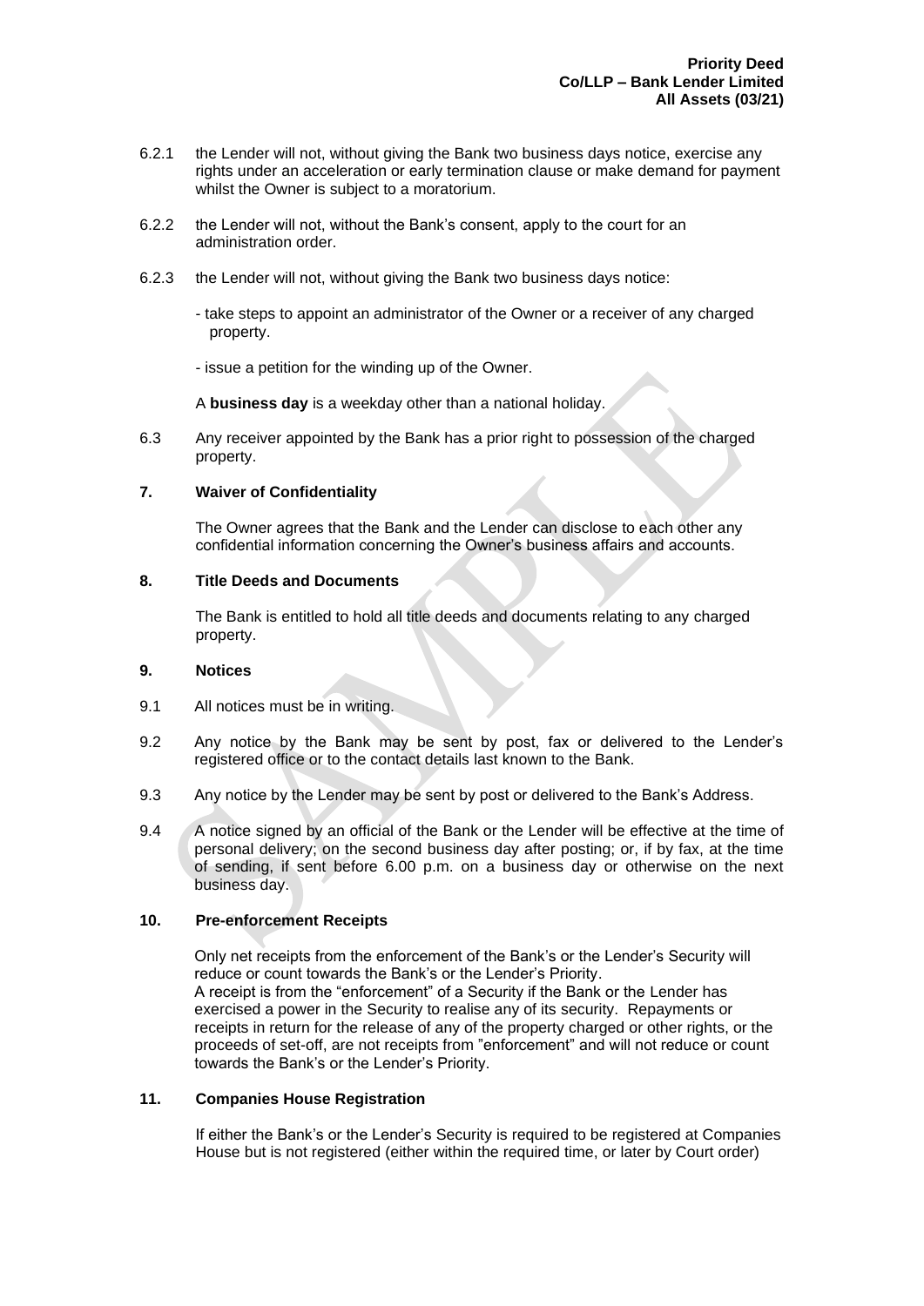6.2.1 the Lender will not, without giving the Bank two business days notice, exercise any rights under an acceleration or early termination clause or make demand for payment whilst the Owner is subject to a moratorium.

6.2.2 the Lender will not, without the Bank's consent, apply to the court for an administration order.

6.2.3 the Lender will not, without giving the Bank two business days notice:

- take steps to appoint an administrator of the Owner or a receiver of any charged property.

- issue a petition for the winding up of the Owner.

A **business day** is a weekday other than a national holiday.

6.3 Any receiver appointed by the Bank has a prior right to possession of the charged property.

## 7. Waiver of Confidentiality

The Owner agrees that the Bank and the Lender can disclose to each other any confidential information concerning the Owner's business affairs and accounts.

## 8. Title Deeds and Documents

The Bank is entitled to hold all title deeds and documents relating to any charged property.

## 9. Notices

9.1 All notices must be in writing.

9.2 Any notice by the Bank may be sent by post, fax or delivered to the Lender's registered office or to the contact details last known to the Bank.

9.3 Any notice by the Lender may be sent by post or delivered to the Bank's Address.

9.4 A notice signed by an official of the Bank or the Lender will be effective at the time of personal delivery; on the second business day after posting; or, if by fax, at the time of sending, if sent before 6.00 p.m. on a business day or otherwise on the next business day.

## 10. Pre-enforcement Receipts

Only net receipts from the enforcement of the Bank's or the Lender's Security will reduce or count towards the Bank's or the Lender's Priority.
A receipt is from the "enforcement" of a Security if the Bank or the Lender has exercised a power in the Security to realise any of its security. Repayments or receipts in return for the release of any of the property charged or other rights, or the proceeds of set-off, are not receipts from "enforcement" and will not reduce or count towards the Bank's or the Lender's Priority.

## 11. Companies House Registration

If either the Bank's or the Lender's Security is required to be registered at Companies House but is not registered (either within the required time, or later by Court order)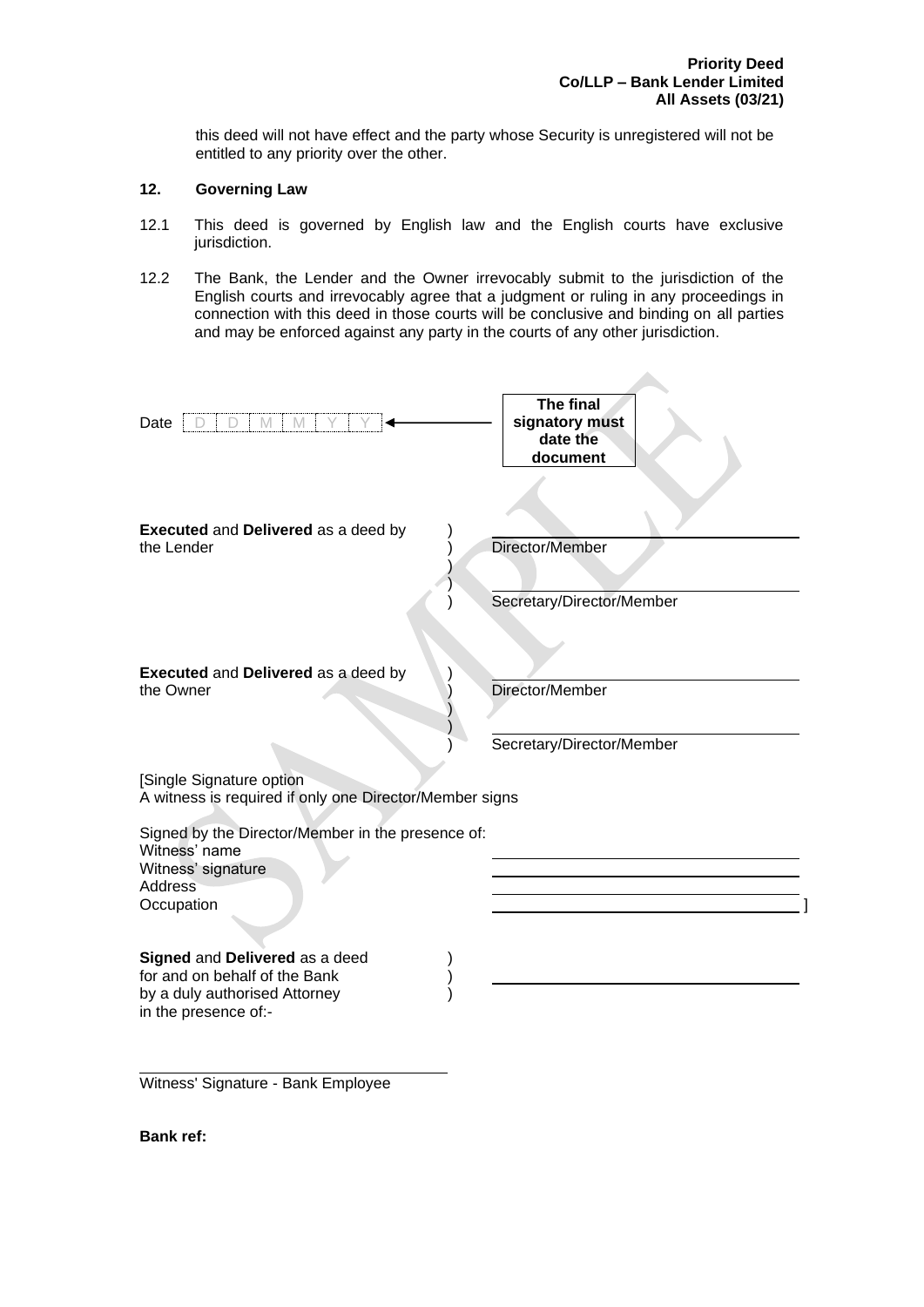this deed will not have effect and the party whose Security is unregistered will not be entitled to any priority over the other.

**12. Governing Law**

12.1 This deed is governed by English law and the English courts have exclusive jurisdiction.

12.2 The Bank, the Lender and the Owner irrevocably submit to the jurisdiction of the English courts and irrevocably agree that a judgment or ruling in any proceedings in connection with this deed in those courts will be conclusive and binding on all parties and may be enforced against any party in the courts of any other jurisdiction.

Date D D M M Y Y ← **The final signatory must date the document**

**Executed** and **Delivered** as a deed by the Lender )

Director/Member

Secretary/Director/Member

**Executed** and **Delivered** as a deed by the Owner )

Director/Member

Secretary/Director/Member

[Single Signature option
A witness is required if only one Director/Member signs

Signed by the Director/Member in the presence of:
Witness' name
Witness' signature
Address
Occupation ]

**Signed** and **Delivered** as a deed for and on behalf of the Bank by a duly authorised Attorney in the presence of:- )

Witness' Signature - Bank Employee

**Bank ref:**